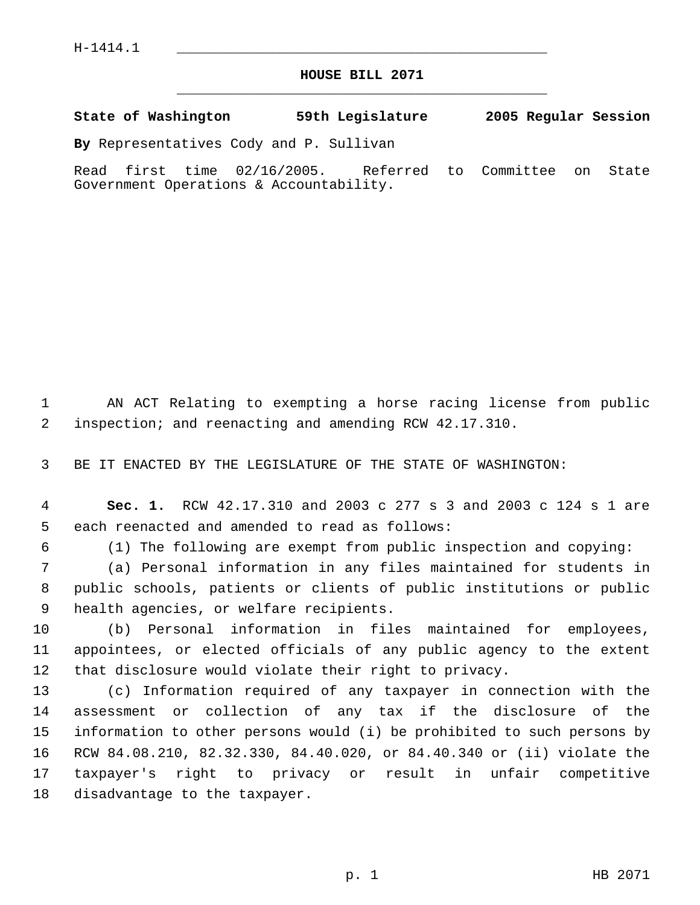H-1414.1

# HOUSE BILL 2071

**State of Washington 59th Legislature 2005 Regular Session**

**By** Representatives Cody and P. Sullivan

Read first time 02/16/2005. Referred to Committee on State Government Operations & Accountability.

AN ACT Relating to exempting a horse racing license from public inspection; and reenacting and amending RCW 42.17.310.

BE IT ENACTED BY THE LEGISLATURE OF THE STATE OF WASHINGTON:

**Sec. 1.** RCW 42.17.310 and 2003 c 277 s 3 and 2003 c 124 s 1 are each reenacted and amended to read as follows:

(1) The following are exempt from public inspection and copying:

(a) Personal information in any files maintained for students in public schools, patients or clients of public institutions or public health agencies, or welfare recipients.

(b) Personal information in files maintained for employees, appointees, or elected officials of any public agency to the extent that disclosure would violate their right to privacy.

(c) Information required of any taxpayer in connection with the assessment or collection of any tax if the disclosure of the information to other persons would (i) be prohibited to such persons by RCW 84.08.210, 82.32.330, 84.40.020, or 84.40.340 or (ii) violate the taxpayer's right to privacy or result in unfair competitive disadvantage to the taxpayer.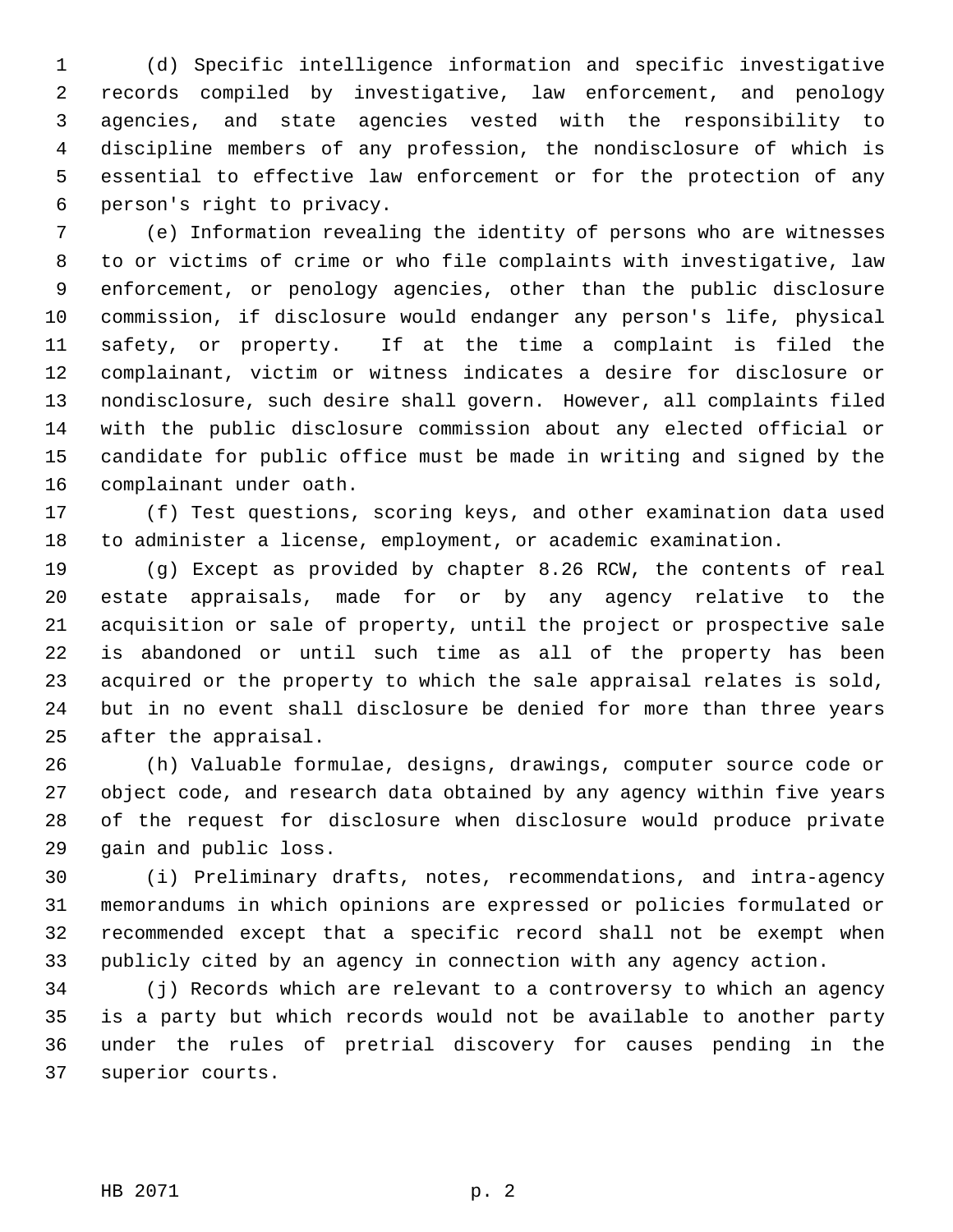(d) Specific intelligence information and specific investigative records compiled by investigative, law enforcement, and penology agencies, and state agencies vested with the responsibility to discipline members of any profession, the nondisclosure of which is essential to effective law enforcement or for the protection of any person's right to privacy.

(e) Information revealing the identity of persons who are witnesses to or victims of crime or who file complaints with investigative, law enforcement, or penology agencies, other than the public disclosure commission, if disclosure would endanger any person's life, physical safety, or property. If at the time a complaint is filed the complainant, victim or witness indicates a desire for disclosure or nondisclosure, such desire shall govern. However, all complaints filed with the public disclosure commission about any elected official or candidate for public office must be made in writing and signed by the complainant under oath.

(f) Test questions, scoring keys, and other examination data used to administer a license, employment, or academic examination.

(g) Except as provided by chapter 8.26 RCW, the contents of real estate appraisals, made for or by any agency relative to the acquisition or sale of property, until the project or prospective sale is abandoned or until such time as all of the property has been acquired or the property to which the sale appraisal relates is sold, but in no event shall disclosure be denied for more than three years after the appraisal.

(h) Valuable formulae, designs, drawings, computer source code or object code, and research data obtained by any agency within five years of the request for disclosure when disclosure would produce private gain and public loss.

(i) Preliminary drafts, notes, recommendations, and intra-agency memorandums in which opinions are expressed or policies formulated or recommended except that a specific record shall not be exempt when publicly cited by an agency in connection with any agency action.

(j) Records which are relevant to a controversy to which an agency is a party but which records would not be available to another party under the rules of pretrial discovery for causes pending in the superior courts.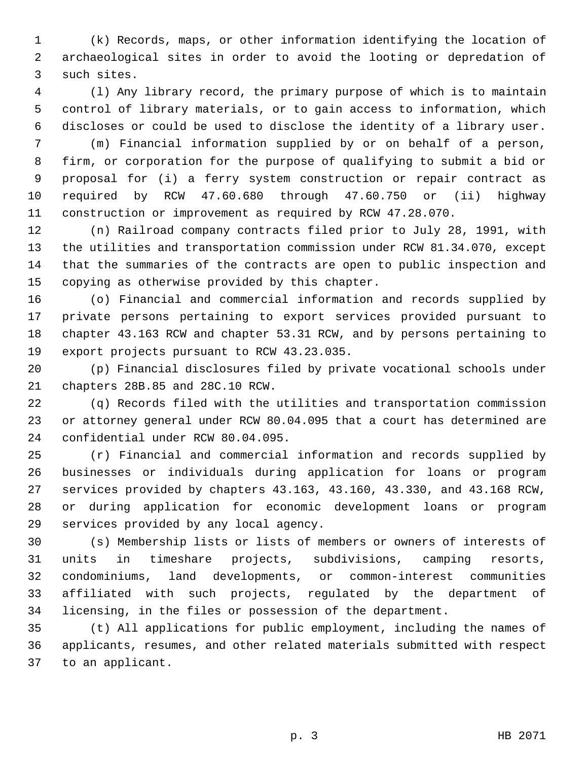(k) Records, maps, or other information identifying the location of archaeological sites in order to avoid the looting or depredation of such sites.

(l) Any library record, the primary purpose of which is to maintain control of library materials, or to gain access to information, which discloses or could be used to disclose the identity of a library user.

(m) Financial information supplied by or on behalf of a person, firm, or corporation for the purpose of qualifying to submit a bid or proposal for (i) a ferry system construction or repair contract as required by RCW 47.60.680 through 47.60.750 or (ii) highway construction or improvement as required by RCW 47.28.070.

(n) Railroad company contracts filed prior to July 28, 1991, with the utilities and transportation commission under RCW 81.34.070, except that the summaries of the contracts are open to public inspection and copying as otherwise provided by this chapter.

(o) Financial and commercial information and records supplied by private persons pertaining to export services provided pursuant to chapter 43.163 RCW and chapter 53.31 RCW, and by persons pertaining to export projects pursuant to RCW 43.23.035.

(p) Financial disclosures filed by private vocational schools under chapters 28B.85 and 28C.10 RCW.

(q) Records filed with the utilities and transportation commission or attorney general under RCW 80.04.095 that a court has determined are confidential under RCW 80.04.095.

(r) Financial and commercial information and records supplied by businesses or individuals during application for loans or program services provided by chapters 43.163, 43.160, 43.330, and 43.168 RCW, or during application for economic development loans or program services provided by any local agency.

(s) Membership lists or lists of members or owners of interests of units in timeshare projects, subdivisions, camping resorts, condominiums, land developments, or common-interest communities affiliated with such projects, regulated by the department of licensing, in the files or possession of the department.

(t) All applications for public employment, including the names of applicants, resumes, and other related materials submitted with respect to an applicant.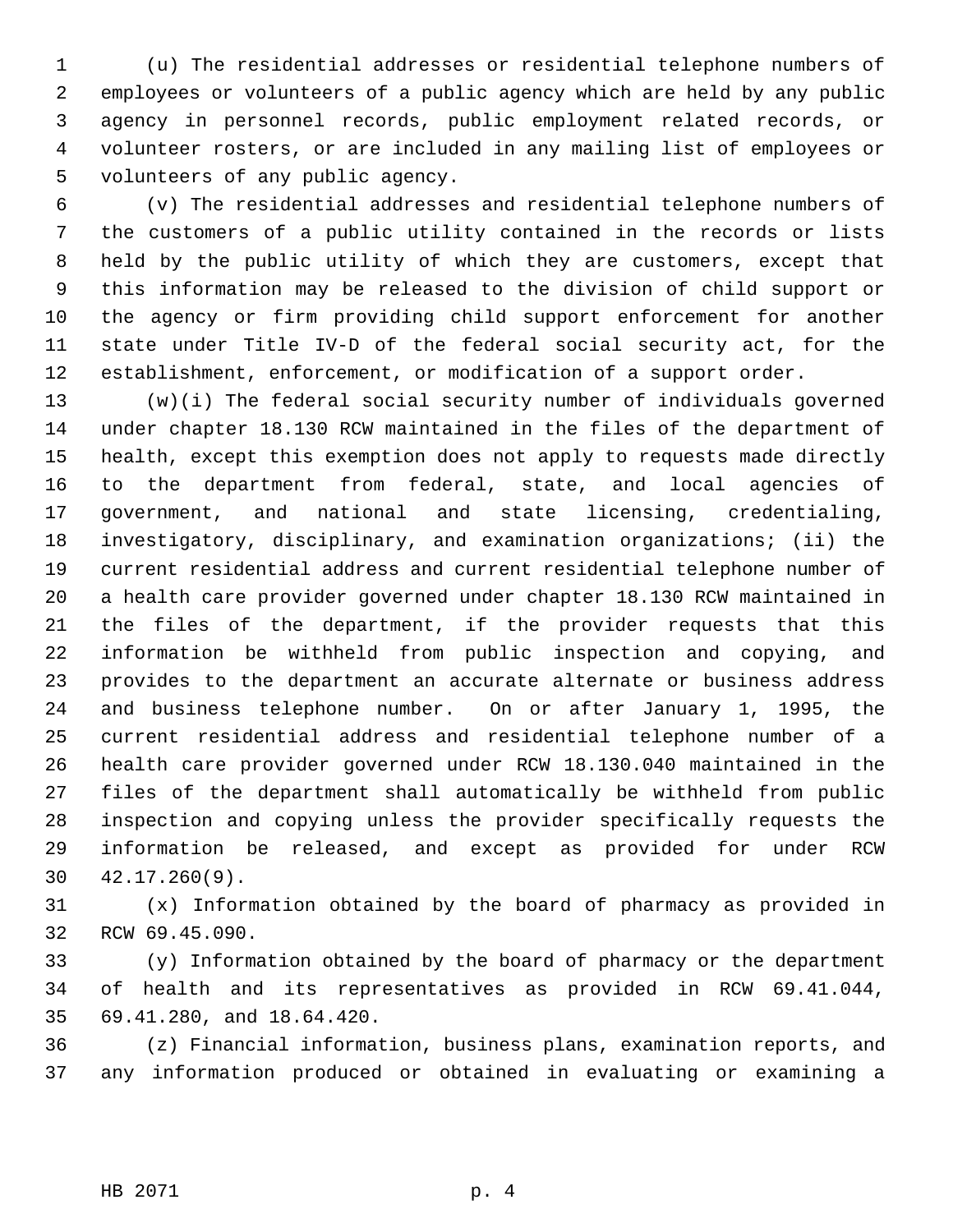(u) The residential addresses or residential telephone numbers of employees or volunteers of a public agency which are held by any public agency in personnel records, public employment related records, or volunteer rosters, or are included in any mailing list of employees or volunteers of any public agency.

(v) The residential addresses and residential telephone numbers of the customers of a public utility contained in the records or lists held by the public utility of which they are customers, except that this information may be released to the division of child support or the agency or firm providing child support enforcement for another state under Title IV-D of the federal social security act, for the establishment, enforcement, or modification of a support order.

(w)(i) The federal social security number of individuals governed under chapter 18.130 RCW maintained in the files of the department of health, except this exemption does not apply to requests made directly to the department from federal, state, and local agencies of government, and national and state licensing, credentialing, investigatory, disciplinary, and examination organizations; (ii) the current residential address and current residential telephone number of a health care provider governed under chapter 18.130 RCW maintained in the files of the department, if the provider requests that this information be withheld from public inspection and copying, and provides to the department an accurate alternate or business address and business telephone number. On or after January 1, 1995, the current residential address and residential telephone number of a health care provider governed under RCW 18.130.040 maintained in the files of the department shall automatically be withheld from public inspection and copying unless the provider specifically requests the information be released, and except as provided for under RCW 42.17.260(9).

(x) Information obtained by the board of pharmacy as provided in RCW 69.45.090.

(y) Information obtained by the board of pharmacy or the department of health and its representatives as provided in RCW 69.41.044, 69.41.280, and 18.64.420.

(z) Financial information, business plans, examination reports, and any information produced or obtained in evaluating or examining a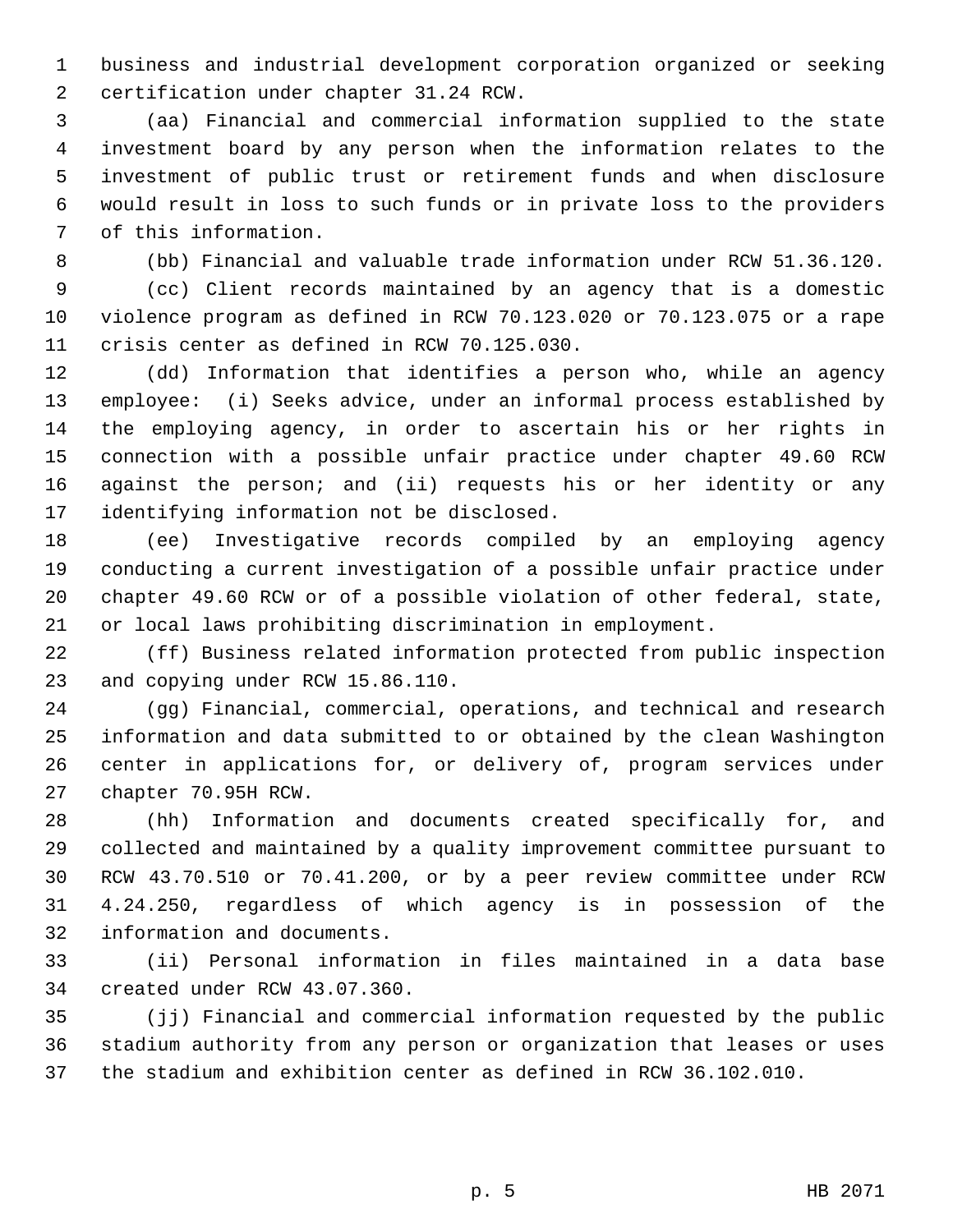business and industrial development corporation organized or seeking certification under chapter 31.24 RCW.

(aa) Financial and commercial information supplied to the state investment board by any person when the information relates to the investment of public trust or retirement funds and when disclosure would result in loss to such funds or in private loss to the providers of this information.

(bb) Financial and valuable trade information under RCW 51.36.120.

(cc) Client records maintained by an agency that is a domestic violence program as defined in RCW 70.123.020 or 70.123.075 or a rape crisis center as defined in RCW 70.125.030.

(dd) Information that identifies a person who, while an agency employee: (i) Seeks advice, under an informal process established by the employing agency, in order to ascertain his or her rights in connection with a possible unfair practice under chapter 49.60 RCW against the person; and (ii) requests his or her identity or any identifying information not be disclosed.

(ee) Investigative records compiled by an employing agency conducting a current investigation of a possible unfair practice under chapter 49.60 RCW or of a possible violation of other federal, state, or local laws prohibiting discrimination in employment.

(ff) Business related information protected from public inspection and copying under RCW 15.86.110.

(gg) Financial, commercial, operations, and technical and research information and data submitted to or obtained by the clean Washington center in applications for, or delivery of, program services under chapter 70.95H RCW.

(hh) Information and documents created specifically for, and collected and maintained by a quality improvement committee pursuant to RCW 43.70.510 or 70.41.200, or by a peer review committee under RCW 4.24.250, regardless of which agency is in possession of the information and documents.

(ii) Personal information in files maintained in a data base created under RCW 43.07.360.

(jj) Financial and commercial information requested by the public stadium authority from any person or organization that leases or uses the stadium and exhibition center as defined in RCW 36.102.010.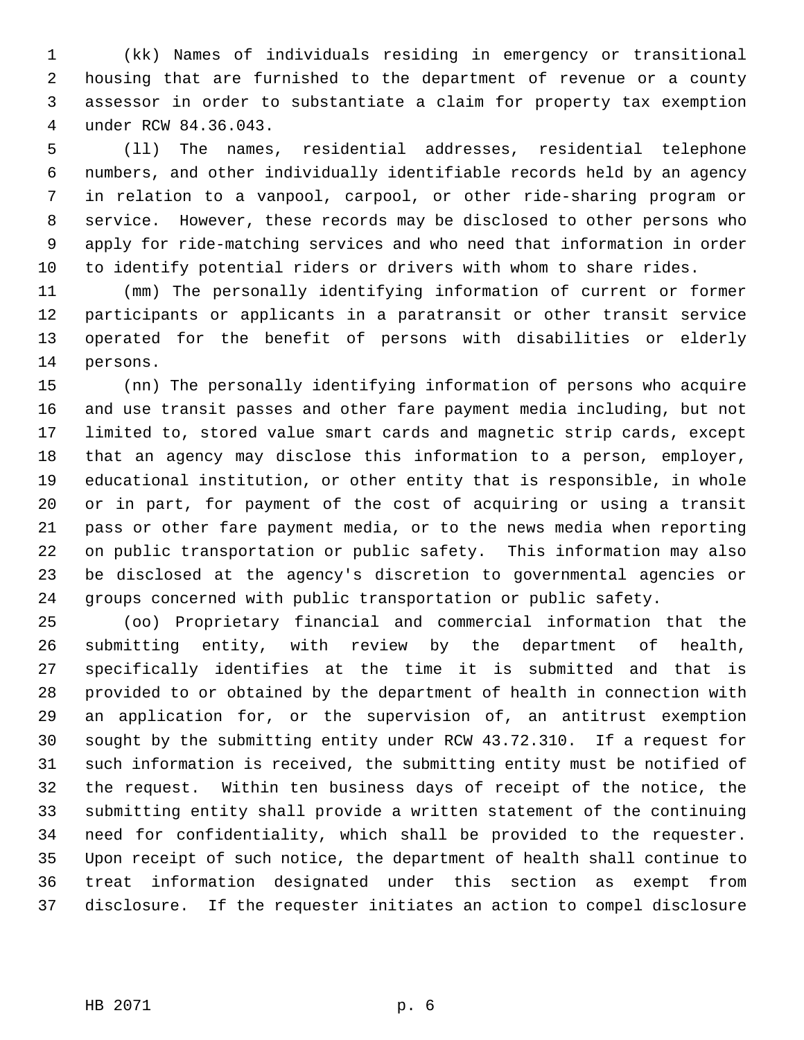(kk) Names of individuals residing in emergency or transitional housing that are furnished to the department of revenue or a county assessor in order to substantiate a claim for property tax exemption under RCW 84.36.043.

(ll) The names, residential addresses, residential telephone numbers, and other individually identifiable records held by an agency in relation to a vanpool, carpool, or other ride-sharing program or service. However, these records may be disclosed to other persons who apply for ride-matching services and who need that information in order to identify potential riders or drivers with whom to share rides.

(mm) The personally identifying information of current or former participants or applicants in a paratransit or other transit service operated for the benefit of persons with disabilities or elderly persons.

(nn) The personally identifying information of persons who acquire and use transit passes and other fare payment media including, but not limited to, stored value smart cards and magnetic strip cards, except that an agency may disclose this information to a person, employer, educational institution, or other entity that is responsible, in whole or in part, for payment of the cost of acquiring or using a transit pass or other fare payment media, or to the news media when reporting on public transportation or public safety. This information may also be disclosed at the agency's discretion to governmental agencies or groups concerned with public transportation or public safety.

(oo) Proprietary financial and commercial information that the submitting entity, with review by the department of health, specifically identifies at the time it is submitted and that is provided to or obtained by the department of health in connection with an application for, or the supervision of, an antitrust exemption sought by the submitting entity under RCW 43.72.310. If a request for such information is received, the submitting entity must be notified of the request. Within ten business days of receipt of the notice, the submitting entity shall provide a written statement of the continuing need for confidentiality, which shall be provided to the requester. Upon receipt of such notice, the department of health shall continue to treat information designated under this section as exempt from disclosure. If the requester initiates an action to compel disclosure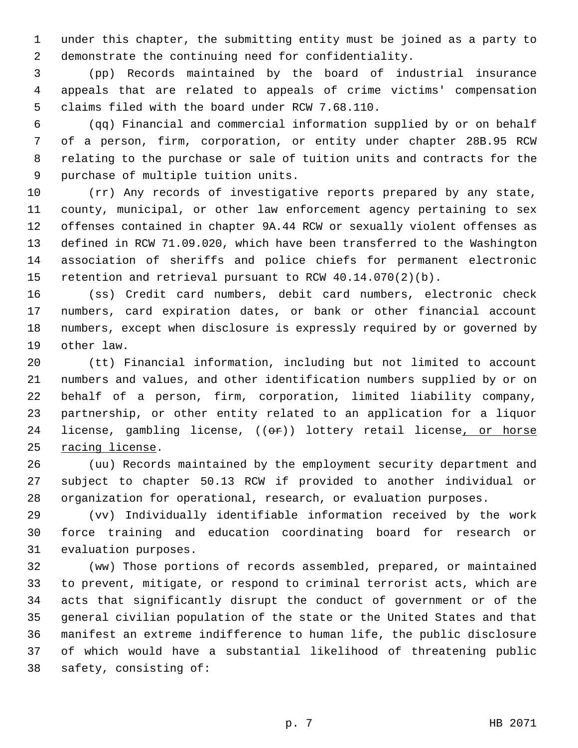under this chapter, the submitting entity must be joined as a party to demonstrate the continuing need for confidentiality.

(pp) Records maintained by the board of industrial insurance appeals that are related to appeals of crime victims' compensation claims filed with the board under RCW 7.68.110.

(qq) Financial and commercial information supplied by or on behalf of a person, firm, corporation, or entity under chapter 28B.95 RCW relating to the purchase or sale of tuition units and contracts for the purchase of multiple tuition units.

(rr) Any records of investigative reports prepared by any state, county, municipal, or other law enforcement agency pertaining to sex offenses contained in chapter 9A.44 RCW or sexually violent offenses as defined in RCW 71.09.020, which have been transferred to the Washington association of sheriffs and police chiefs for permanent electronic retention and retrieval pursuant to RCW 40.14.070(2)(b).

(ss) Credit card numbers, debit card numbers, electronic check numbers, card expiration dates, or bank or other financial account numbers, except when disclosure is expressly required by or governed by other law.

(tt) Financial information, including but not limited to account numbers and values, and other identification numbers supplied by or on behalf of a person, firm, corporation, limited liability company, partnership, or other entity related to an application for a liquor license, gambling license, ((~~or~~)) lottery retail license, or horse racing license.

(uu) Records maintained by the employment security department and subject to chapter 50.13 RCW if provided to another individual or organization for operational, research, or evaluation purposes.

(vv) Individually identifiable information received by the work force training and education coordinating board for research or evaluation purposes.

(ww) Those portions of records assembled, prepared, or maintained to prevent, mitigate, or respond to criminal terrorist acts, which are acts that significantly disrupt the conduct of government or of the general civilian population of the state or the United States and that manifest an extreme indifference to human life, the public disclosure of which would have a substantial likelihood of threatening public safety, consisting of: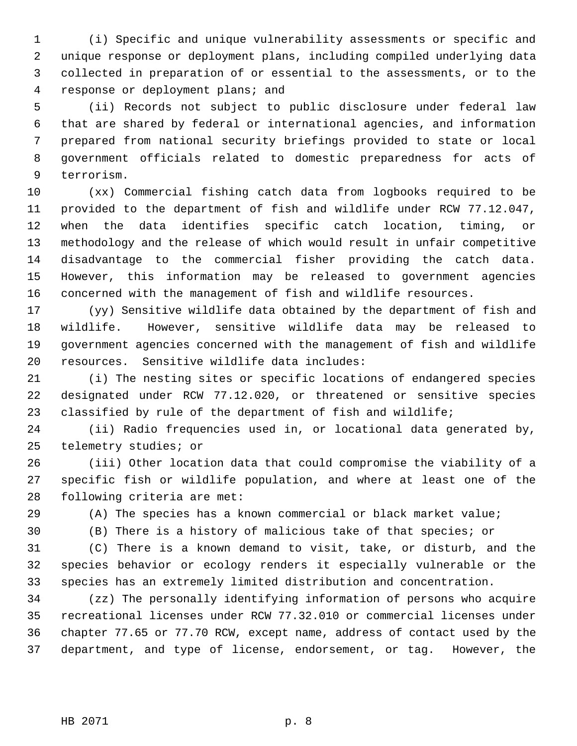(i) Specific and unique vulnerability assessments or specific and unique response or deployment plans, including compiled underlying data collected in preparation of or essential to the assessments, or to the response or deployment plans; and

(ii) Records not subject to public disclosure under federal law that are shared by federal or international agencies, and information prepared from national security briefings provided to state or local government officials related to domestic preparedness for acts of terrorism.

(xx) Commercial fishing catch data from logbooks required to be provided to the department of fish and wildlife under RCW 77.12.047, when the data identifies specific catch location, timing, or methodology and the release of which would result in unfair competitive disadvantage to the commercial fisher providing the catch data. However, this information may be released to government agencies concerned with the management of fish and wildlife resources.

(yy) Sensitive wildlife data obtained by the department of fish and wildlife. However, sensitive wildlife data may be released to government agencies concerned with the management of fish and wildlife resources. Sensitive wildlife data includes:

(i) The nesting sites or specific locations of endangered species designated under RCW 77.12.020, or threatened or sensitive species classified by rule of the department of fish and wildlife;

(ii) Radio frequencies used in, or locational data generated by, telemetry studies; or

(iii) Other location data that could compromise the viability of a specific fish or wildlife population, and where at least one of the following criteria are met:

(A) The species has a known commercial or black market value;

(B) There is a history of malicious take of that species; or

(C) There is a known demand to visit, take, or disturb, and the species behavior or ecology renders it especially vulnerable or the species has an extremely limited distribution and concentration.

(zz) The personally identifying information of persons who acquire recreational licenses under RCW 77.32.010 or commercial licenses under chapter 77.65 or 77.70 RCW, except name, address of contact used by the department, and type of license, endorsement, or tag. However, the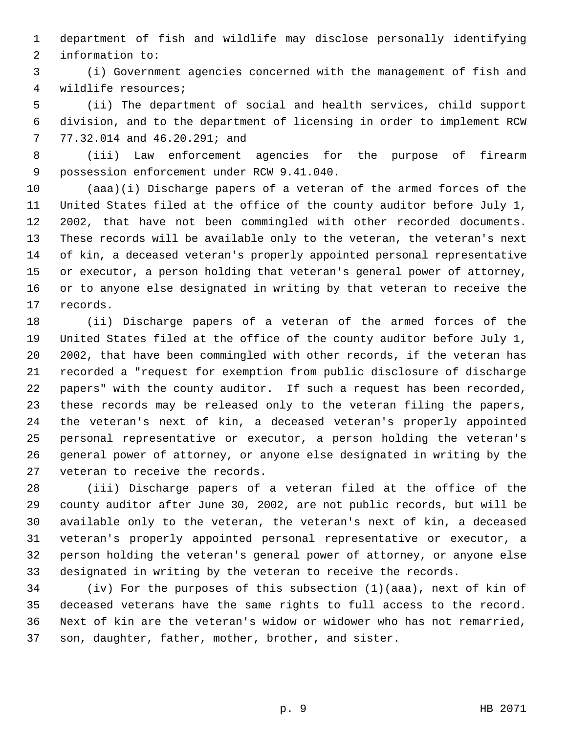department of fish and wildlife may disclose personally identifying information to:

(i) Government agencies concerned with the management of fish and wildlife resources;

(ii) The department of social and health services, child support division, and to the department of licensing in order to implement RCW 77.32.014 and 46.20.291; and

(iii) Law enforcement agencies for the purpose of firearm possession enforcement under RCW 9.41.040.

(aaa)(i) Discharge papers of a veteran of the armed forces of the United States filed at the office of the county auditor before July 1, 2002, that have not been commingled with other recorded documents. These records will be available only to the veteran, the veteran's next of kin, a deceased veteran's properly appointed personal representative or executor, a person holding that veteran's general power of attorney, or to anyone else designated in writing by that veteran to receive the records.

(ii) Discharge papers of a veteran of the armed forces of the United States filed at the office of the county auditor before July 1, 2002, that have been commingled with other records, if the veteran has recorded a "request for exemption from public disclosure of discharge papers" with the county auditor. If such a request has been recorded, these records may be released only to the veteran filing the papers, the veteran's next of kin, a deceased veteran's properly appointed personal representative or executor, a person holding the veteran's general power of attorney, or anyone else designated in writing by the veteran to receive the records.

(iii) Discharge papers of a veteran filed at the office of the county auditor after June 30, 2002, are not public records, but will be available only to the veteran, the veteran's next of kin, a deceased veteran's properly appointed personal representative or executor, a person holding the veteran's general power of attorney, or anyone else designated in writing by the veteran to receive the records.

(iv) For the purposes of this subsection (1)(aaa), next of kin of deceased veterans have the same rights to full access to the record. Next of kin are the veteran's widow or widower who has not remarried, son, daughter, father, mother, brother, and sister.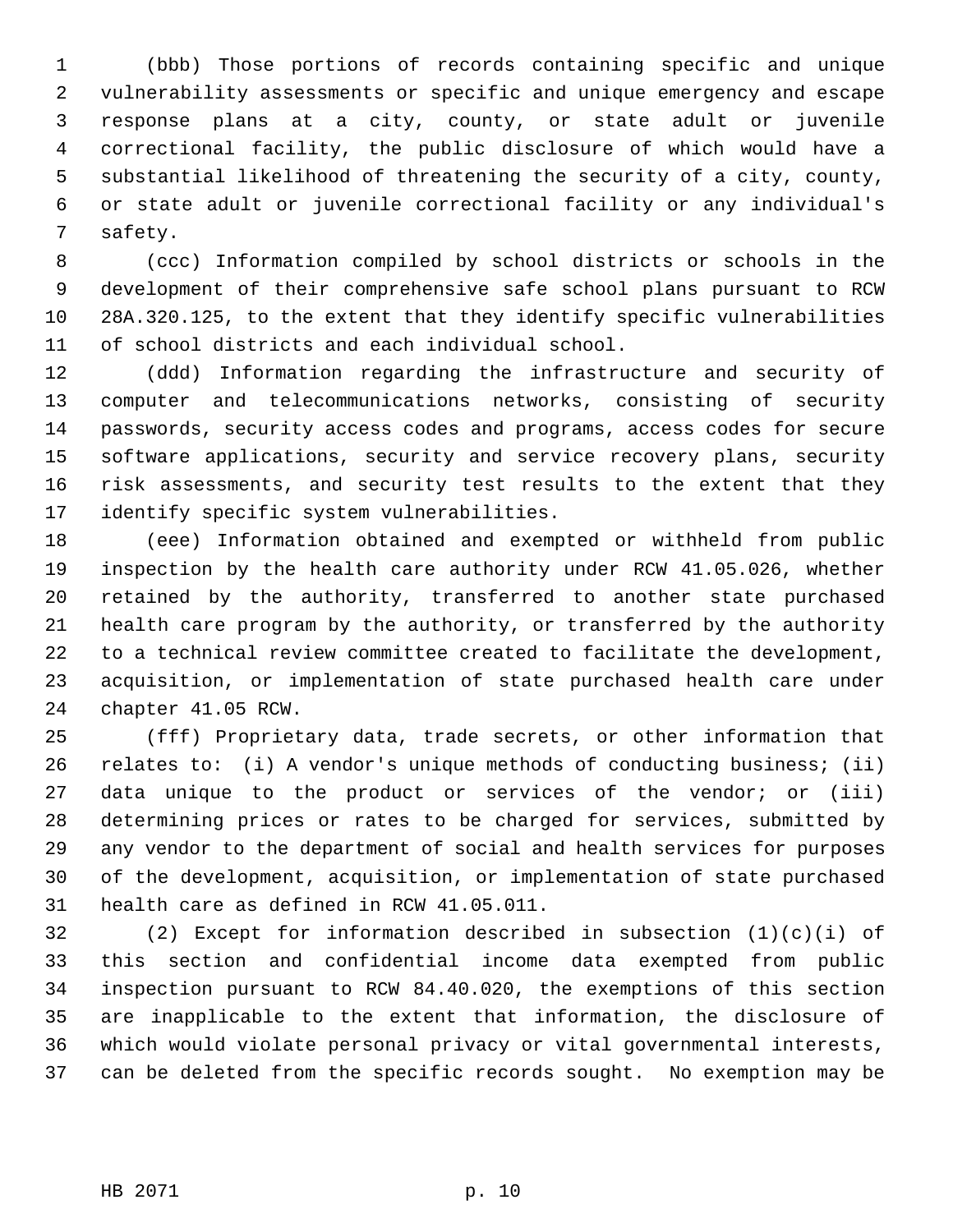(bbb) Those portions of records containing specific and unique vulnerability assessments or specific and unique emergency and escape response plans at a city, county, or state adult or juvenile correctional facility, the public disclosure of which would have a substantial likelihood of threatening the security of a city, county, or state adult or juvenile correctional facility or any individual's safety.

(ccc) Information compiled by school districts or schools in the development of their comprehensive safe school plans pursuant to RCW 28A.320.125, to the extent that they identify specific vulnerabilities of school districts and each individual school.

(ddd) Information regarding the infrastructure and security of computer and telecommunications networks, consisting of security passwords, security access codes and programs, access codes for secure software applications, security and service recovery plans, security risk assessments, and security test results to the extent that they identify specific system vulnerabilities.

(eee) Information obtained and exempted or withheld from public inspection by the health care authority under RCW 41.05.026, whether retained by the authority, transferred to another state purchased health care program by the authority, or transferred by the authority to a technical review committee created to facilitate the development, acquisition, or implementation of state purchased health care under chapter 41.05 RCW.

(fff) Proprietary data, trade secrets, or other information that relates to: (i) A vendor's unique methods of conducting business; (ii) data unique to the product or services of the vendor; or (iii) determining prices or rates to be charged for services, submitted by any vendor to the department of social and health services for purposes of the development, acquisition, or implementation of state purchased health care as defined in RCW 41.05.011.

(2) Except for information described in subsection (1)(c)(i) of this section and confidential income data exempted from public inspection pursuant to RCW 84.40.020, the exemptions of this section are inapplicable to the extent that information, the disclosure of which would violate personal privacy or vital governmental interests, can be deleted from the specific records sought. No exemption may be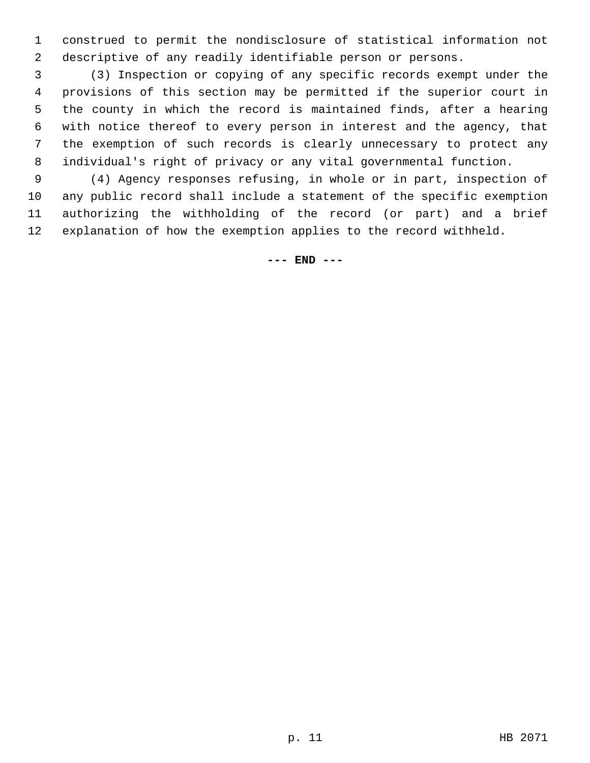construed to permit the nondisclosure of statistical information not descriptive of any readily identifiable person or persons.

(3) Inspection or copying of any specific records exempt under the provisions of this section may be permitted if the superior court in the county in which the record is maintained finds, after a hearing with notice thereof to every person in interest and the agency, that the exemption of such records is clearly unnecessary to protect any individual's right of privacy or any vital governmental function.

(4) Agency responses refusing, in whole or in part, inspection of any public record shall include a statement of the specific exemption authorizing the withholding of the record (or part) and a brief explanation of how the exemption applies to the record withheld.

**--- END ---**